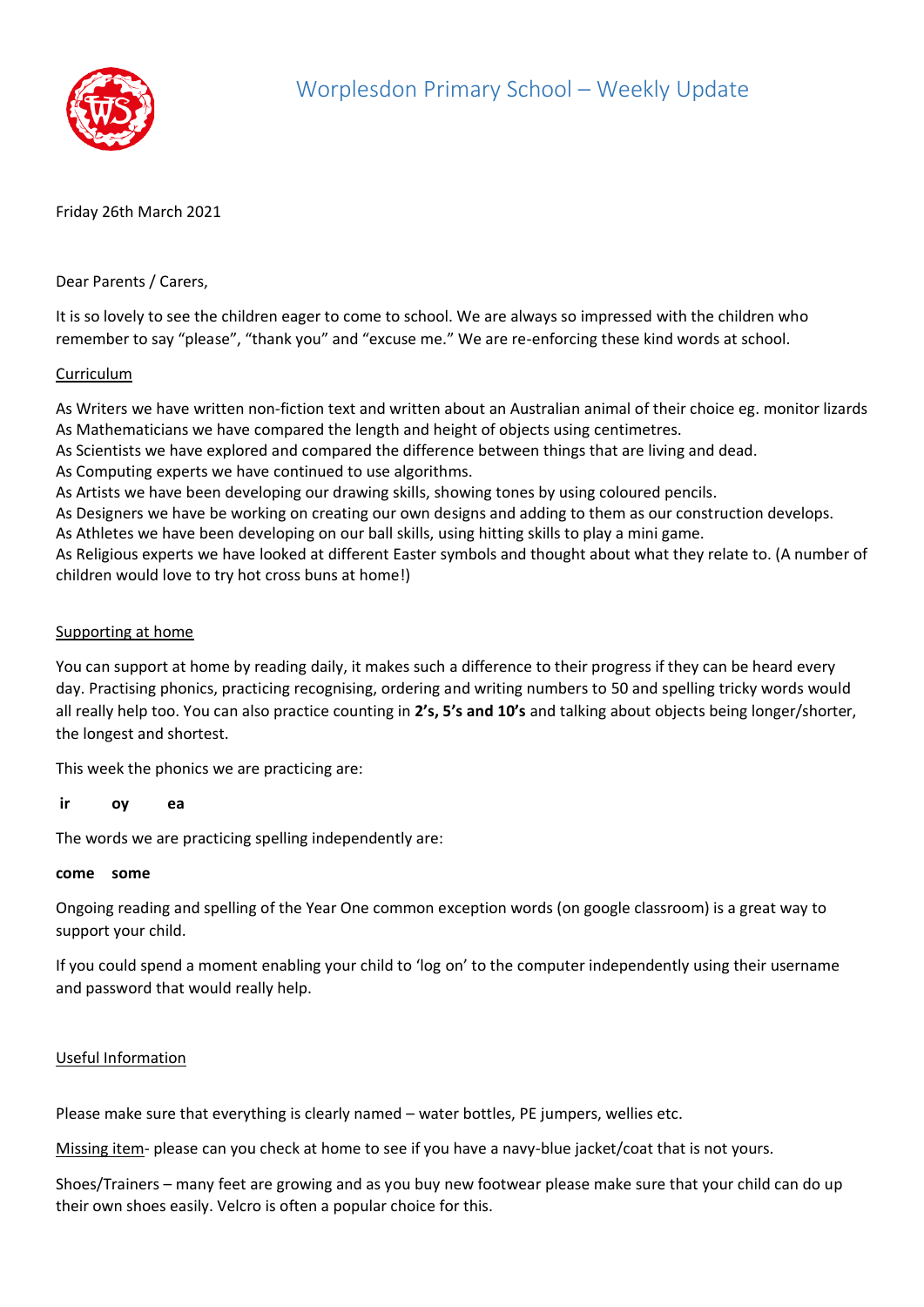# Worplesdon Primary School – Weekly Update

Friday 26th March 2021

Dear Parents / Carers,

It is so lovely to see the children eager to come to school. We are always so impressed with the children who remember to say "please", "thank you" and "excuse me." We are re-enforcing these kind words at school.

## Curriculum

As Writers we have written non-fiction text and written about an Australian animal of their choice eg. monitor lizards
As Mathematicians we have compared the length and height of objects using centimetres.
As Scientists we have explored and compared the difference between things that are living and dead.
As Computing experts we have continued to use algorithms.
As Artists we have been developing our drawing skills, showing tones by using coloured pencils.
As Designers we have be working on creating our own designs and adding to them as our construction develops.
As Athletes we have been developing on our ball skills, using hitting skills to play a mini game.
As Religious experts we have looked at different Easter symbols and thought about what they relate to. (A number of children would love to try hot cross buns at home!)

## Supporting at home

You can support at home by reading daily, it makes such a difference to their progress if they can be heard every day. Practising phonics, practicing recognising, ordering and writing numbers to 50 and spelling tricky words would all really help too. You can also practice counting in **2's, 5's and 10's** and talking about objects being longer/shorter, the longest and shortest.

This week the phonics we are practicing are:

**ir oy ea**

The words we are practicing spelling independently are:

**come some**

Ongoing reading and spelling of the Year One common exception words (on google classroom) is a great way to support your child.

If you could spend a moment enabling your child to 'log on' to the computer independently using their username and password that would really help.

## Useful Information

Please make sure that everything is clearly named – water bottles, PE jumpers, wellies etc.

Missing item- please can you check at home to see if you have a navy-blue jacket/coat that is not yours.

Shoes/Trainers – many feet are growing and as you buy new footwear please make sure that your child can do up their own shoes easily. Velcro is often a popular choice for this.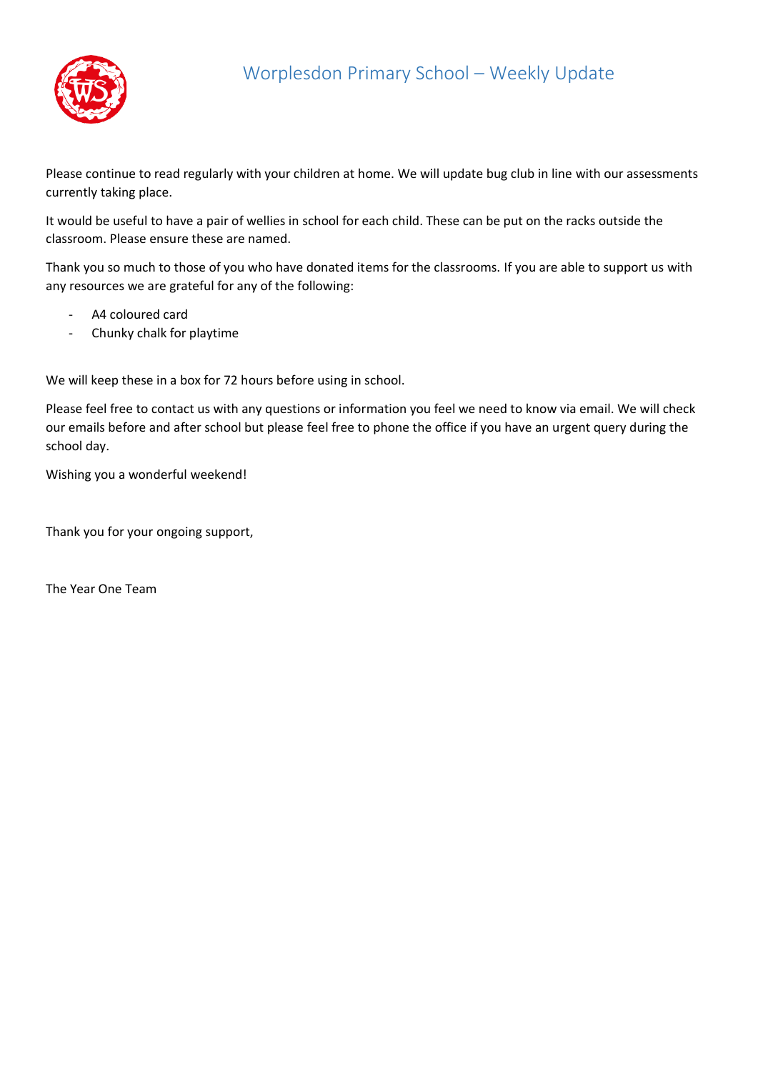# Worplesdon Primary School – Weekly Update

Please continue to read regularly with your children at home. We will update bug club in line with our assessments currently taking place.

It would be useful to have a pair of wellies in school for each child. These can be put on the racks outside the classroom. Please ensure these are named.

Thank you so much to those of you who have donated items for the classrooms. If you are able to support us with any resources we are grateful for any of the following:

- A4 coloured card
- Chunky chalk for playtime

We will keep these in a box for 72 hours before using in school.

Please feel free to contact us with any questions or information you feel we need to know via email. We will check our emails before and after school but please feel free to phone the office if you have an urgent query during the school day.

Wishing you a wonderful weekend!

Thank you for your ongoing support,

The Year One Team